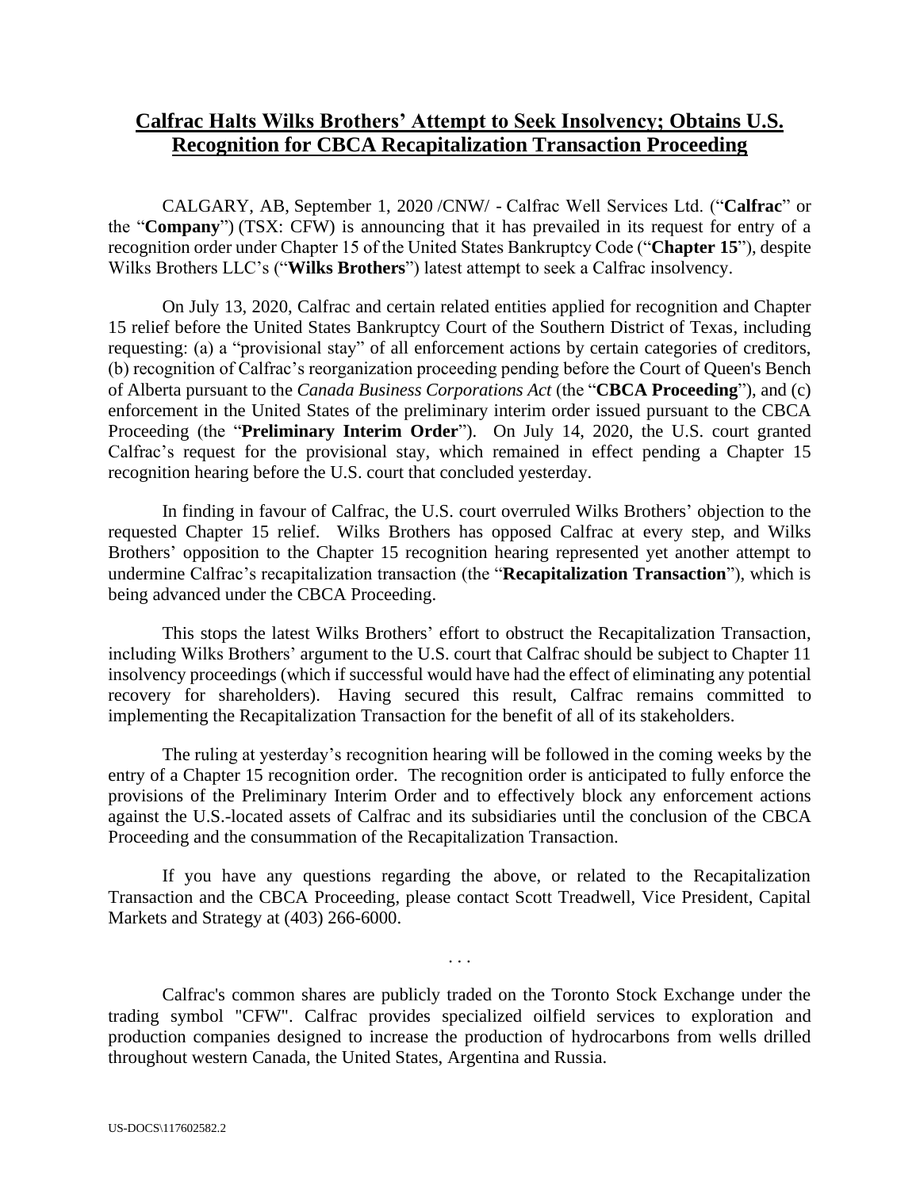# **Calfrac Halts Wilks Brothers' Attempt to Seek Insolvency; Obtains U.S. Recognition for CBCA Recapitalization Transaction Proceeding**

CALGARY, AB, September 1, 2020 /CNW/ - Calfrac Well Services Ltd. ("**Calfrac**" or the "**Company**") (TSX: CFW) is announcing that it has prevailed in its request for entry of a recognition order under Chapter 15 of the United States Bankruptcy Code ("**Chapter 15**"), despite Wilks Brothers LLC's ("**Wilks Brothers**") latest attempt to seek a Calfrac insolvency.

On July 13, 2020, Calfrac and certain related entities applied for recognition and Chapter 15 relief before the United States Bankruptcy Court of the Southern District of Texas, including requesting: (a) a "provisional stay" of all enforcement actions by certain categories of creditors, (b) recognition of Calfrac's reorganization proceeding pending before the Court of Queen's Bench of Alberta pursuant to the *Canada Business Corporations Act* (the "**CBCA Proceeding**"), and (c) enforcement in the United States of the preliminary interim order issued pursuant to the CBCA Proceeding (the "**Preliminary Interim Order**"). On July 14, 2020, the U.S. court granted Calfrac's request for the provisional stay, which remained in effect pending a Chapter 15 recognition hearing before the U.S. court that concluded yesterday.

In finding in favour of Calfrac, the U.S. court overruled Wilks Brothers' objection to the requested Chapter 15 relief. Wilks Brothers has opposed Calfrac at every step, and Wilks Brothers' opposition to the Chapter 15 recognition hearing represented yet another attempt to undermine Calfrac's recapitalization transaction (the "**Recapitalization Transaction**"), which is being advanced under the CBCA Proceeding.

This stops the latest Wilks Brothers' effort to obstruct the Recapitalization Transaction, including Wilks Brothers' argument to the U.S. court that Calfrac should be subject to Chapter 11 insolvency proceedings (which if successful would have had the effect of eliminating any potential recovery for shareholders). Having secured this result, Calfrac remains committed to implementing the Recapitalization Transaction for the benefit of all of its stakeholders.

The ruling at yesterday's recognition hearing will be followed in the coming weeks by the entry of a Chapter 15 recognition order. The recognition order is anticipated to fully enforce the provisions of the Preliminary Interim Order and to effectively block any enforcement actions against the U.S.-located assets of Calfrac and its subsidiaries until the conclusion of the CBCA Proceeding and the consummation of the Recapitalization Transaction.

If you have any questions regarding the above, or related to the Recapitalization Transaction and the CBCA Proceeding, please contact Scott Treadwell, Vice President, Capital Markets and Strategy at (403) 266-6000.

. . .

Calfrac's common shares are publicly traded on the Toronto Stock Exchange under the trading symbol "CFW". Calfrac provides specialized oilfield services to exploration and production companies designed to increase the production of hydrocarbons from wells drilled throughout western Canada, the United States, Argentina and Russia.

US-DOCS\117602582.2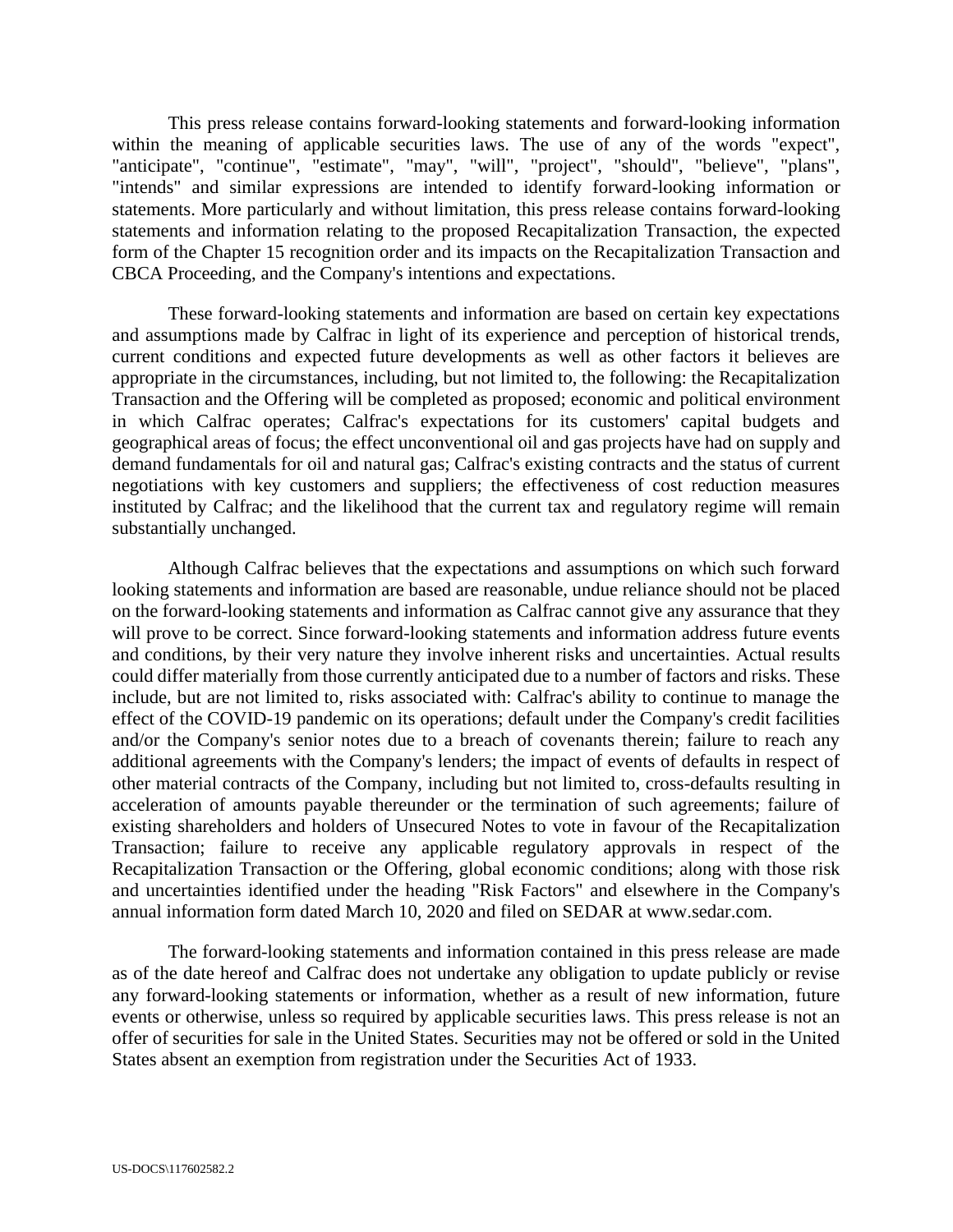This press release contains forward-looking statements and forward-looking information within the meaning of applicable securities laws. The use of any of the words "expect", "anticipate", "continue", "estimate", "may", "will", "project", "should", "believe", "plans", "intends" and similar expressions are intended to identify forward-looking information or statements. More particularly and without limitation, this press release contains forward-looking statements and information relating to the proposed Recapitalization Transaction, the expected form of the Chapter 15 recognition order and its impacts on the Recapitalization Transaction and CBCA Proceeding, and the Company's intentions and expectations.

These forward-looking statements and information are based on certain key expectations and assumptions made by Calfrac in light of its experience and perception of historical trends, current conditions and expected future developments as well as other factors it believes are appropriate in the circumstances, including, but not limited to, the following: the Recapitalization Transaction and the Offering will be completed as proposed; economic and political environment in which Calfrac operates; Calfrac's expectations for its customers' capital budgets and geographical areas of focus; the effect unconventional oil and gas projects have had on supply and demand fundamentals for oil and natural gas; Calfrac's existing contracts and the status of current negotiations with key customers and suppliers; the effectiveness of cost reduction measures instituted by Calfrac; and the likelihood that the current tax and regulatory regime will remain substantially unchanged.

Although Calfrac believes that the expectations and assumptions on which such forward looking statements and information are based are reasonable, undue reliance should not be placed on the forward-looking statements and information as Calfrac cannot give any assurance that they will prove to be correct. Since forward-looking statements and information address future events and conditions, by their very nature they involve inherent risks and uncertainties. Actual results could differ materially from those currently anticipated due to a number of factors and risks. These include, but are not limited to, risks associated with: Calfrac's ability to continue to manage the effect of the COVID-19 pandemic on its operations; default under the Company's credit facilities and/or the Company's senior notes due to a breach of covenants therein; failure to reach any additional agreements with the Company's lenders; the impact of events of defaults in respect of other material contracts of the Company, including but not limited to, cross-defaults resulting in acceleration of amounts payable thereunder or the termination of such agreements; failure of existing shareholders and holders of Unsecured Notes to vote in favour of the Recapitalization Transaction; failure to receive any applicable regulatory approvals in respect of the Recapitalization Transaction or the Offering, global economic conditions; along with those risk and uncertainties identified under the heading "Risk Factors" and elsewhere in the Company's annual information form dated March 10, 2020 and filed on SEDAR at www.sedar.com.

The forward-looking statements and information contained in this press release are made as of the date hereof and Calfrac does not undertake any obligation to update publicly or revise any forward-looking statements or information, whether as a result of new information, future events or otherwise, unless so required by applicable securities laws. This press release is not an offer of securities for sale in the United States. Securities may not be offered or sold in the United States absent an exemption from registration under the Securities Act of 1933.

US-DOCS\117602582.2